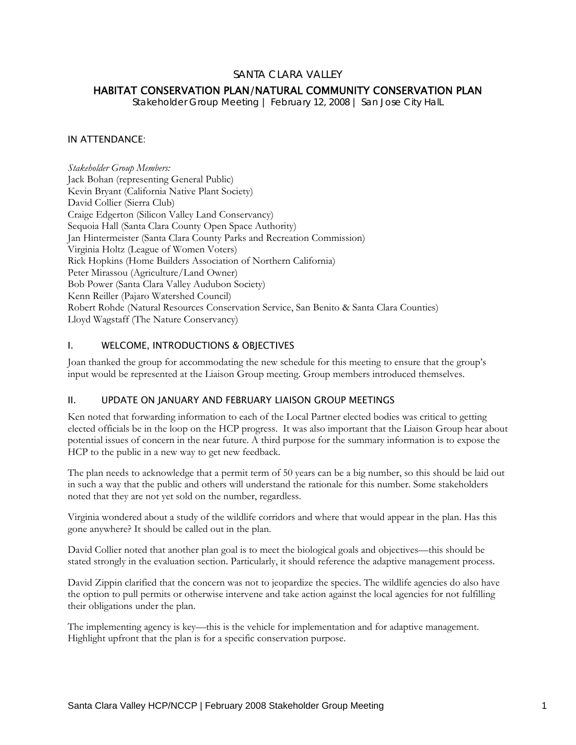# SANTA CLARA VALLEY

## HABITAT CONSERVATION PLAN/NATURAL COMMUNITY CONSERVATION PLAN

Stakeholder Group Meeting | February 12, 2008 | San Jose City HalL

### IN ATTENDANCE:

*Stakeholder Group Members:*
Jack Bohan (representing General Public)
Kevin Bryant (California Native Plant Society)
David Collier (Sierra Club)
Craige Edgerton (Silicon Valley Land Conservancy)
Sequoia Hall (Santa Clara County Open Space Authority)
Jan Hintermeister (Santa Clara County Parks and Recreation Commission)
Virginia Holtz (League of Women Voters)
Rick Hopkins (Home Builders Association of Northern California)
Peter Mirassou (Agriculture/Land Owner)
Bob Power (Santa Clara Valley Audubon Society)
Kenn Reiller (Pajaro Watershed Council)
Robert Rohde (Natural Resources Conservation Service, San Benito & Santa Clara Counties)
Lloyd Wagstaff (The Nature Conservancy)

### I. WELCOME, INTRODUCTIONS & OBJECTIVES

Joan thanked the group for accommodating the new schedule for this meeting to ensure that the group's input would be represented at the Liaison Group meeting. Group members introduced themselves.

### II. UPDATE ON JANUARY AND FEBRUARY LIAISON GROUP MEETINGS

Ken noted that forwarding information to each of the Local Partner elected bodies was critical to getting elected officials be in the loop on the HCP progress. It was also important that the Liaison Group hear about potential issues of concern in the near future. A third purpose for the summary information is to expose the HCP to the public in a new way to get new feedback.

The plan needs to acknowledge that a permit term of 50 years can be a big number, so this should be laid out in such a way that the public and others will understand the rationale for this number. Some stakeholders noted that they are not yet sold on the number, regardless.

Virginia wondered about a study of the wildlife corridors and where that would appear in the plan. Has this gone anywhere? It should be called out in the plan.

David Collier noted that another plan goal is to meet the biological goals and objectives—this should be stated strongly in the evaluation section. Particularly, it should reference the adaptive management process.

David Zippin clarified that the concern was not to jeopardize the species. The wildlife agencies do also have the option to pull permits or otherwise intervene and take action against the local agencies for not fulfilling their obligations under the plan.

The implementing agency is key—this is the vehicle for implementation and for adaptive management. Highlight upfront that the plan is for a specific conservation purpose.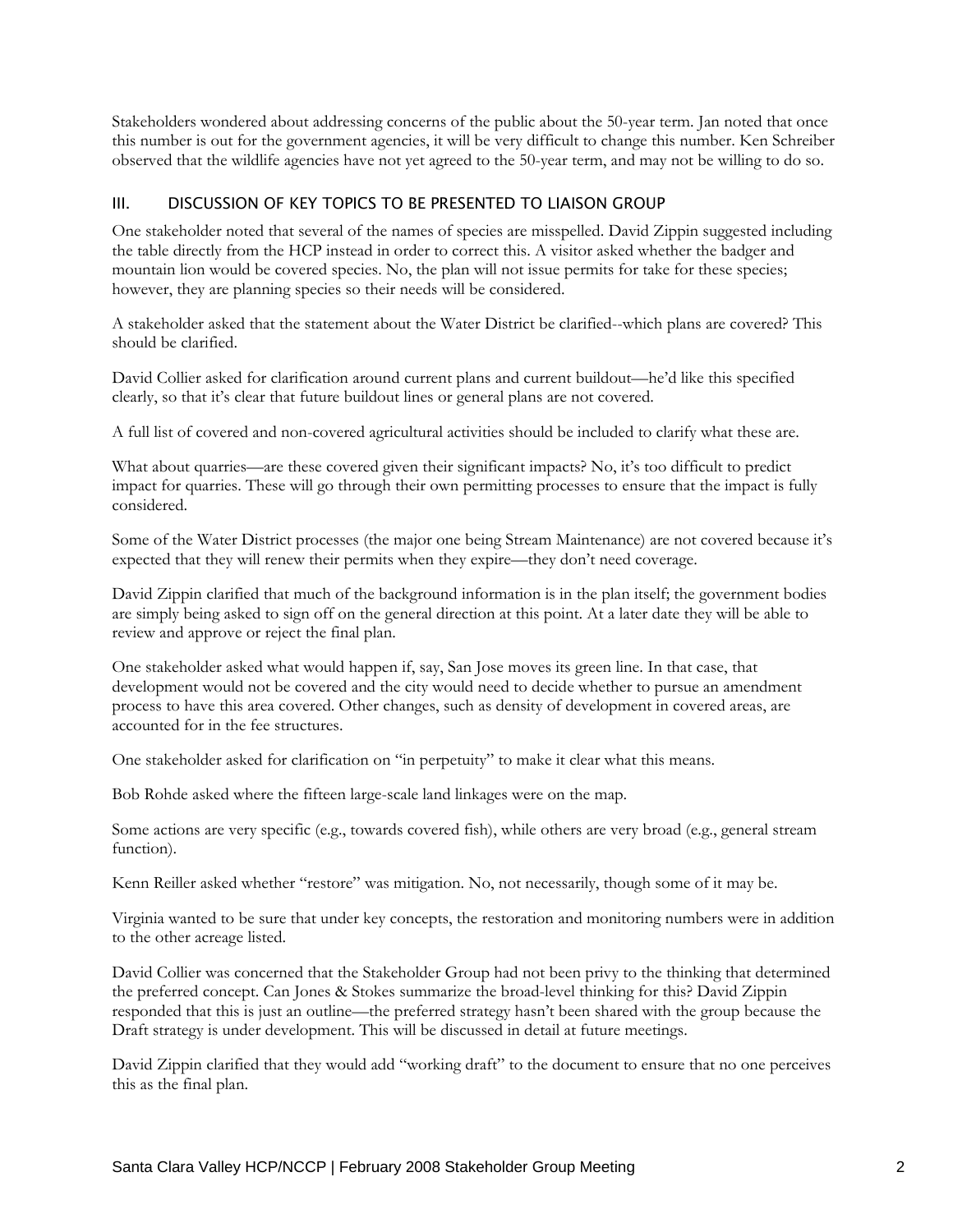Stakeholders wondered about addressing concerns of the public about the 50-year term. Jan noted that once this number is out for the government agencies, it will be very difficult to change this number. Ken Schreiber observed that the wildlife agencies have not yet agreed to the 50-year term, and may not be willing to do so.

## III. DISCUSSION OF KEY TOPICS TO BE PRESENTED TO LIAISON GROUP

One stakeholder noted that several of the names of species are misspelled. David Zippin suggested including the table directly from the HCP instead in order to correct this. A visitor asked whether the badger and mountain lion would be covered species. No, the plan will not issue permits for take for these species; however, they are planning species so their needs will be considered.

A stakeholder asked that the statement about the Water District be clarified--which plans are covered? This should be clarified.

David Collier asked for clarification around current plans and current buildout—he'd like this specified clearly, so that it's clear that future buildout lines or general plans are not covered.

A full list of covered and non-covered agricultural activities should be included to clarify what these are.

What about quarries—are these covered given their significant impacts? No, it's too difficult to predict impact for quarries. These will go through their own permitting processes to ensure that the impact is fully considered.

Some of the Water District processes (the major one being Stream Maintenance) are not covered because it's expected that they will renew their permits when they expire—they don't need coverage.

David Zippin clarified that much of the background information is in the plan itself; the government bodies are simply being asked to sign off on the general direction at this point. At a later date they will be able to review and approve or reject the final plan.

One stakeholder asked what would happen if, say, San Jose moves its green line. In that case, that development would not be covered and the city would need to decide whether to pursue an amendment process to have this area covered. Other changes, such as density of development in covered areas, are accounted for in the fee structures.

One stakeholder asked for clarification on "in perpetuity" to make it clear what this means.

Bob Rohde asked where the fifteen large-scale land linkages were on the map.

Some actions are very specific (e.g., towards covered fish), while others are very broad (e.g., general stream function).

Kenn Reiller asked whether "restore" was mitigation. No, not necessarily, though some of it may be.

Virginia wanted to be sure that under key concepts, the restoration and monitoring numbers were in addition to the other acreage listed.

David Collier was concerned that the Stakeholder Group had not been privy to the thinking that determined the preferred concept. Can Jones & Stokes summarize the broad-level thinking for this? David Zippin responded that this is just an outline—the preferred strategy hasn't been shared with the group because the Draft strategy is under development. This will be discussed in detail at future meetings.

David Zippin clarified that they would add "working draft" to the document to ensure that no one perceives this as the final plan.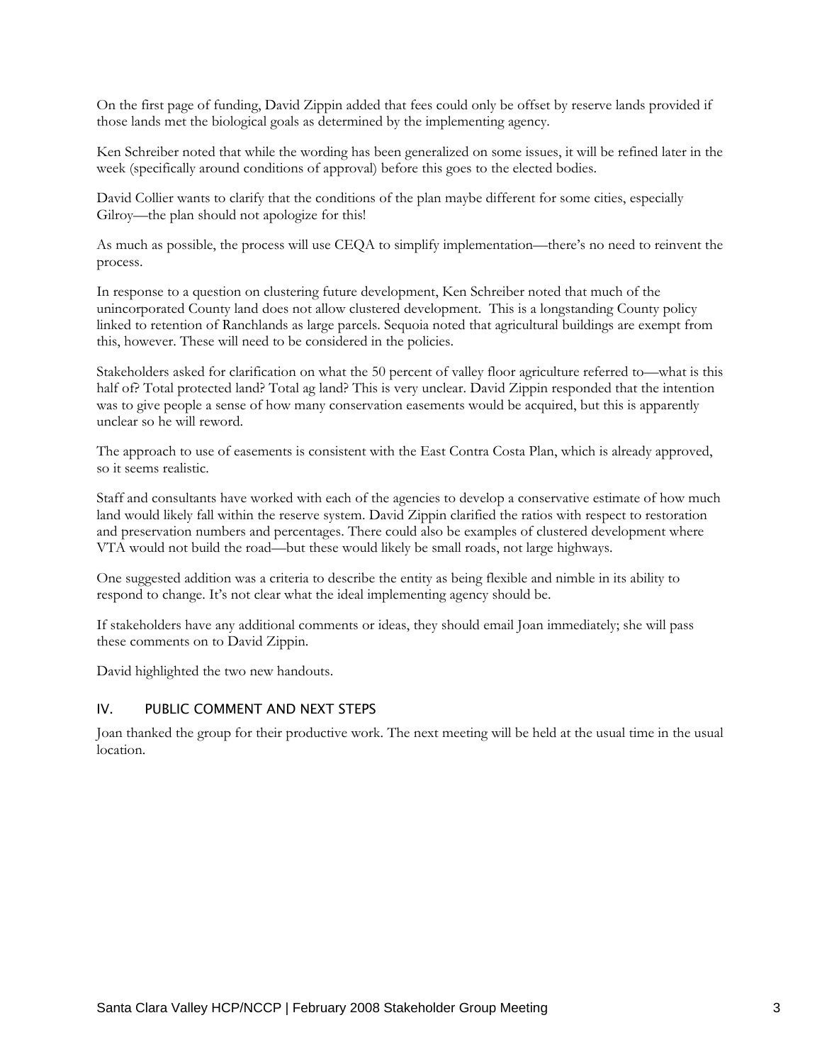On the first page of funding, David Zippin added that fees could only be offset by reserve lands provided if those lands met the biological goals as determined by the implementing agency.

Ken Schreiber noted that while the wording has been generalized on some issues, it will be refined later in the week (specifically around conditions of approval) before this goes to the elected bodies.

David Collier wants to clarify that the conditions of the plan maybe different for some cities, especially Gilroy—the plan should not apologize for this!

As much as possible, the process will use CEQA to simplify implementation—there's no need to reinvent the process.

In response to a question on clustering future development, Ken Schreiber noted that much of the unincorporated County land does not allow clustered development. This is a longstanding County policy linked to retention of Ranchlands as large parcels. Sequoia noted that agricultural buildings are exempt from this, however. These will need to be considered in the policies.

Stakeholders asked for clarification on what the 50 percent of valley floor agriculture referred to—what is this half of? Total protected land? Total ag land? This is very unclear. David Zippin responded that the intention was to give people a sense of how many conservation easements would be acquired, but this is apparently unclear so he will reword.

The approach to use of easements is consistent with the East Contra Costa Plan, which is already approved, so it seems realistic.

Staff and consultants have worked with each of the agencies to develop a conservative estimate of how much land would likely fall within the reserve system. David Zippin clarified the ratios with respect to restoration and preservation numbers and percentages. There could also be examples of clustered development where VTA would not build the road—but these would likely be small roads, not large highways.

One suggested addition was a criteria to describe the entity as being flexible and nimble in its ability to respond to change. It's not clear what the ideal implementing agency should be.

If stakeholders have any additional comments or ideas, they should email Joan immediately; she will pass these comments on to David Zippin.

David highlighted the two new handouts.

## IV. PUBLIC COMMENT AND NEXT STEPS

Joan thanked the group for their productive work. The next meeting will be held at the usual time in the usual location.